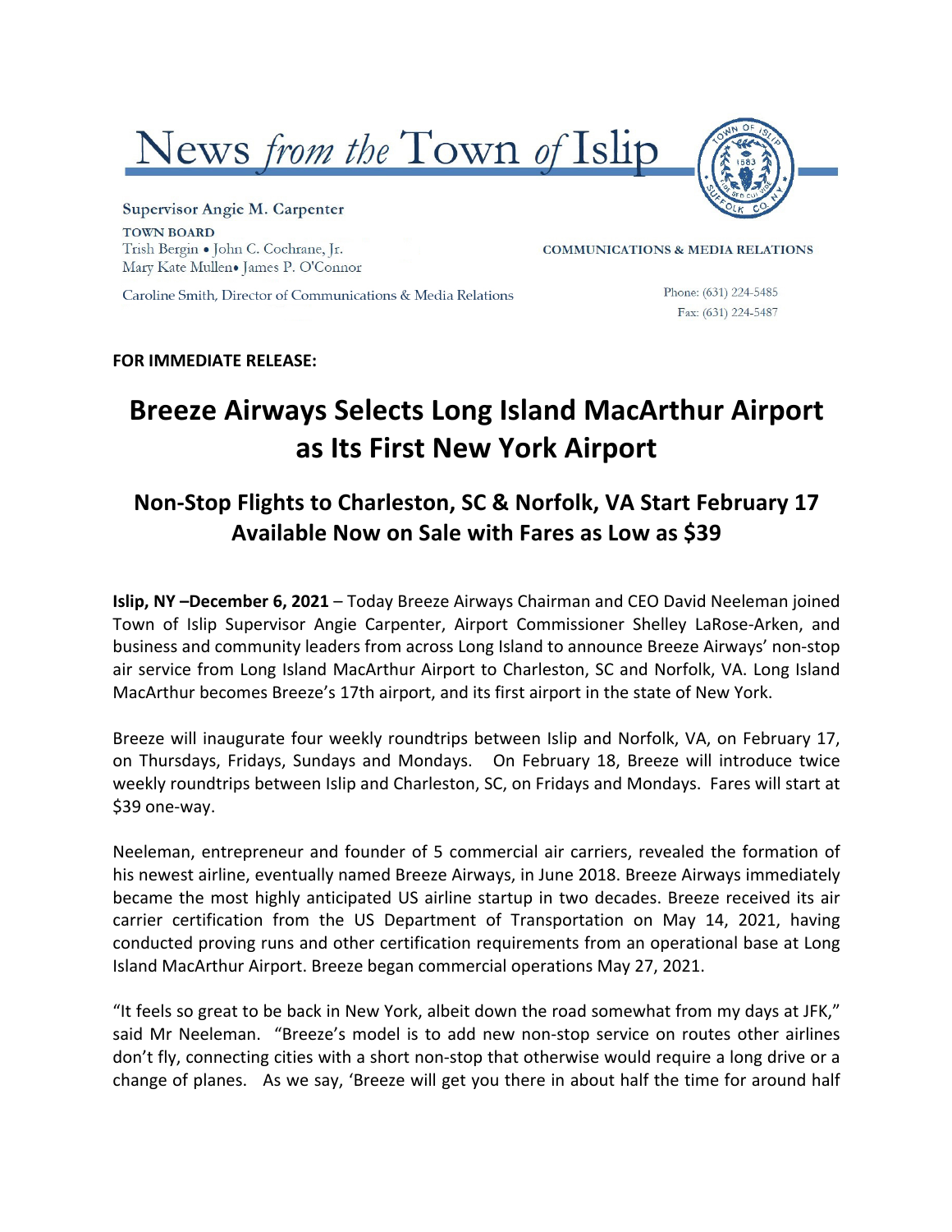# News *from the* Town *of* Islip

Supervisor Angie M. Carpenter

TOWN BOARD
Trish Bergin • John C. Cochrane, Jr.
Mary Kate Mullen• James P. O'Connor

COMMUNICATIONS & MEDIA RELATIONS

Caroline Smith, Director of Communications & Media Relations

Phone: (631) 224-5485
Fax: (631) 224-5487

**FOR IMMEDIATE RELEASE:**

# Breeze Airways Selects Long Island MacArthur Airport as Its First New York Airport

## Non-Stop Flights to Charleston, SC & Norfolk, VA Start February 17 Available Now on Sale with Fares as Low as $39

**Islip, NY –December 6, 2021** – Today Breeze Airways Chairman and CEO David Neeleman joined Town of Islip Supervisor Angie Carpenter, Airport Commissioner Shelley LaRose-Arken, and business and community leaders from across Long Island to announce Breeze Airways' non-stop air service from Long Island MacArthur Airport to Charleston, SC and Norfolk, VA. Long Island MacArthur becomes Breeze's 17th airport, and its first airport in the state of New York.

Breeze will inaugurate four weekly roundtrips between Islip and Norfolk, VA, on February 17, on Thursdays, Fridays, Sundays and Mondays. On February 18, Breeze will introduce twice weekly roundtrips between Islip and Charleston, SC, on Fridays and Mondays. Fares will start at $39 one-way.

Neeleman, entrepreneur and founder of 5 commercial air carriers, revealed the formation of his newest airline, eventually named Breeze Airways, in June 2018. Breeze Airways immediately became the most highly anticipated US airline startup in two decades. Breeze received its air carrier certification from the US Department of Transportation on May 14, 2021, having conducted proving runs and other certification requirements from an operational base at Long Island MacArthur Airport. Breeze began commercial operations May 27, 2021.

"It feels so great to be back in New York, albeit down the road somewhat from my days at JFK," said Mr Neeleman. "Breeze's model is to add new non-stop service on routes other airlines don't fly, connecting cities with a short non-stop that otherwise would require a long drive or a change of planes. As we say, 'Breeze will get you there in about half the time for around half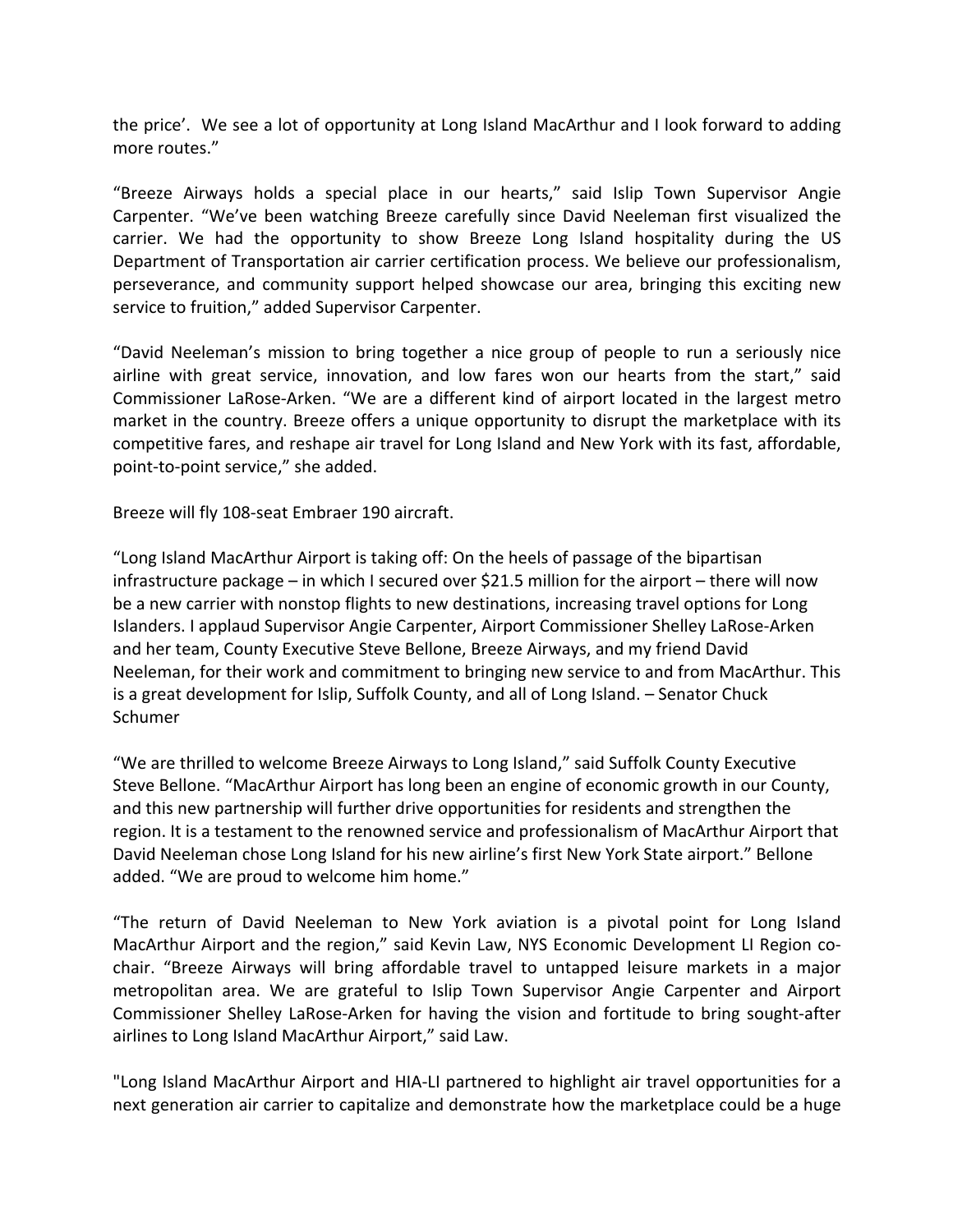the price'. We see a lot of opportunity at Long Island MacArthur and I look forward to adding more routes."

"Breeze Airways holds a special place in our hearts," said Islip Town Supervisor Angie Carpenter. "We've been watching Breeze carefully since David Neeleman first visualized the carrier. We had the opportunity to show Breeze Long Island hospitality during the US Department of Transportation air carrier certification process. We believe our professionalism, perseverance, and community support helped showcase our area, bringing this exciting new service to fruition," added Supervisor Carpenter.

"David Neeleman's mission to bring together a nice group of people to run a seriously nice airline with great service, innovation, and low fares won our hearts from the start," said Commissioner LaRose-Arken. "We are a different kind of airport located in the largest metro market in the country. Breeze offers a unique opportunity to disrupt the marketplace with its competitive fares, and reshape air travel for Long Island and New York with its fast, affordable, point-to-point service," she added.

Breeze will fly 108-seat Embraer 190 aircraft.

"Long Island MacArthur Airport is taking off: On the heels of passage of the bipartisan infrastructure package – in which I secured over $21.5 million for the airport – there will now be a new carrier with nonstop flights to new destinations, increasing travel options for Long Islanders. I applaud Supervisor Angie Carpenter, Airport Commissioner Shelley LaRose-Arken and her team, County Executive Steve Bellone, Breeze Airways, and my friend David Neeleman, for their work and commitment to bringing new service to and from MacArthur. This is a great development for Islip, Suffolk County, and all of Long Island. – Senator Chuck Schumer

"We are thrilled to welcome Breeze Airways to Long Island," said Suffolk County Executive Steve Bellone. "MacArthur Airport has long been an engine of economic growth in our County, and this new partnership will further drive opportunities for residents and strengthen the region. It is a testament to the renowned service and professionalism of MacArthur Airport that David Neeleman chose Long Island for his new airline's first New York State airport." Bellone added. "We are proud to welcome him home."

"The return of David Neeleman to New York aviation is a pivotal point for Long Island MacArthur Airport and the region," said Kevin Law, NYS Economic Development LI Region co-chair. "Breeze Airways will bring affordable travel to untapped leisure markets in a major metropolitan area. We are grateful to Islip Town Supervisor Angie Carpenter and Airport Commissioner Shelley LaRose-Arken for having the vision and fortitude to bring sought-after airlines to Long Island MacArthur Airport," said Law.

"Long Island MacArthur Airport and HIA-LI partnered to highlight air travel opportunities for a next generation air carrier to capitalize and demonstrate how the marketplace could be a huge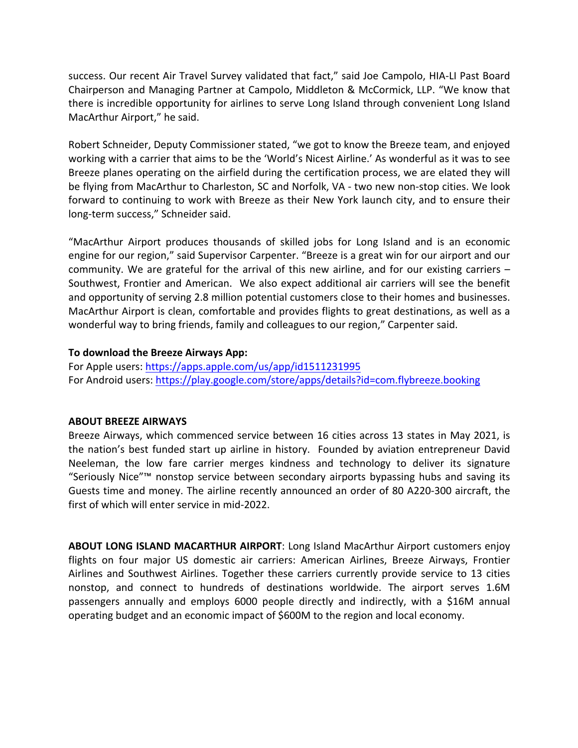success. Our recent Air Travel Survey validated that fact," said Joe Campolo, HIA-LI Past Board Chairperson and Managing Partner at Campolo, Middleton & McCormick, LLP. "We know that there is incredible opportunity for airlines to serve Long Island through convenient Long Island MacArthur Airport," he said.

Robert Schneider, Deputy Commissioner stated, "we got to know the Breeze team, and enjoyed working with a carrier that aims to be the 'World's Nicest Airline.' As wonderful as it was to see Breeze planes operating on the airfield during the certification process, we are elated they will be flying from MacArthur to Charleston, SC and Norfolk, VA - two new non-stop cities. We look forward to continuing to work with Breeze as their New York launch city, and to ensure their long-term success," Schneider said.

"MacArthur Airport produces thousands of skilled jobs for Long Island and is an economic engine for our region," said Supervisor Carpenter. "Breeze is a great win for our airport and our community. We are grateful for the arrival of this new airline, and for our existing carriers – Southwest, Frontier and American. We also expect additional air carriers will see the benefit and opportunity of serving 2.8 million potential customers close to their homes and businesses. MacArthur Airport is clean, comfortable and provides flights to great destinations, as well as a wonderful way to bring friends, family and colleagues to our region," Carpenter said.

**To download the Breeze Airways App:**
For Apple users: https://apps.apple.com/us/app/id1511231995
For Android users: https://play.google.com/store/apps/details?id=com.flybreeze.booking

**ABOUT BREEZE AIRWAYS**
Breeze Airways, which commenced service between 16 cities across 13 states in May 2021, is the nation's best funded start up airline in history. Founded by aviation entrepreneur David Neeleman, the low fare carrier merges kindness and technology to deliver its signature "Seriously Nice"™ nonstop service between secondary airports bypassing hubs and saving its Guests time and money. The airline recently announced an order of 80 A220-300 aircraft, the first of which will enter service in mid-2022.

**ABOUT LONG ISLAND MACARTHUR AIRPORT**: Long Island MacArthur Airport customers enjoy flights on four major US domestic air carriers: American Airlines, Breeze Airways, Frontier Airlines and Southwest Airlines. Together these carriers currently provide service to 13 cities nonstop, and connect to hundreds of destinations worldwide. The airport serves 1.6M passengers annually and employs 6000 people directly and indirectly, with a $16M annual operating budget and an economic impact of $600M to the region and local economy.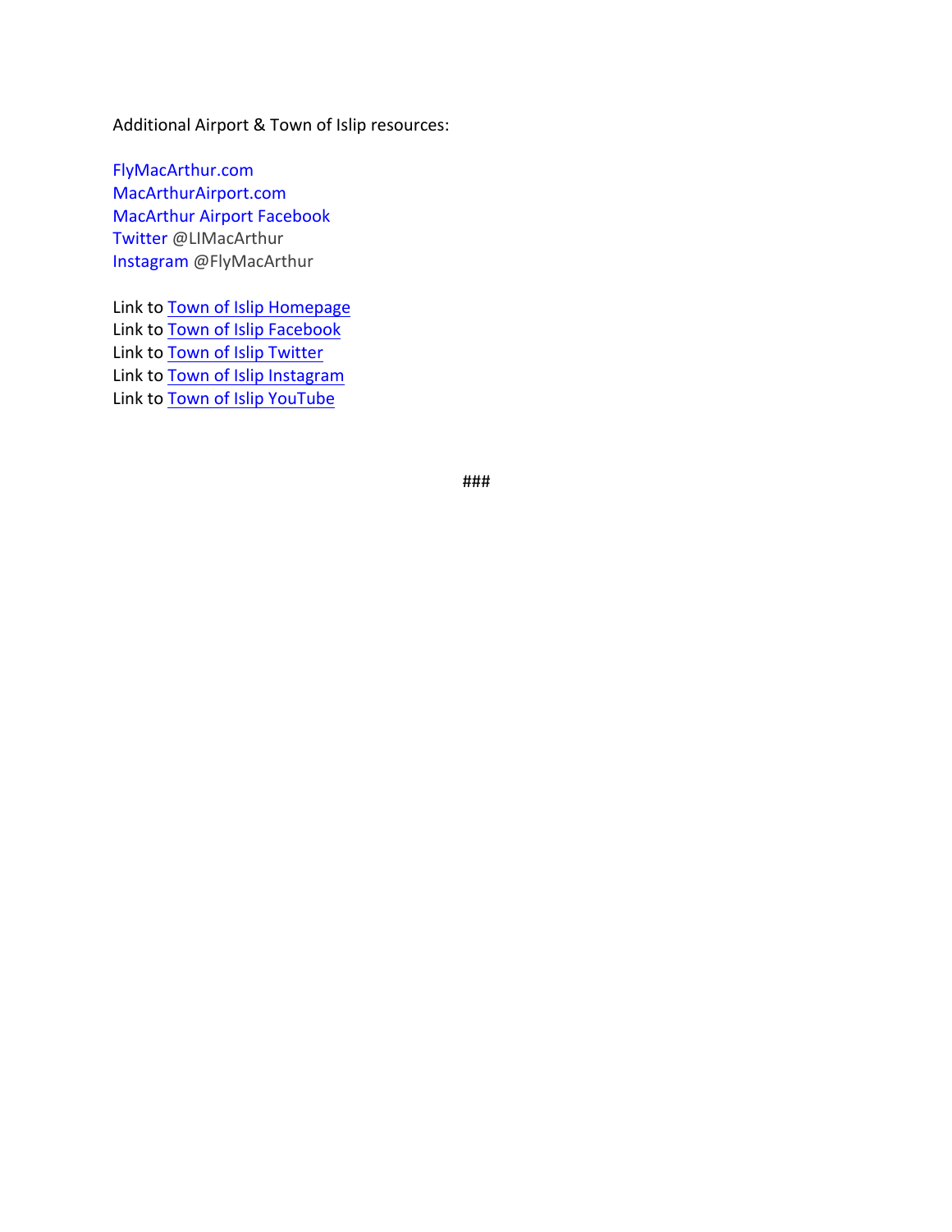Additional Airport & Town of Islip resources:

FlyMacArthur.com
MacArthurAirport.com
MacArthur Airport Facebook
Twitter @LIMacArthur
Instagram @FlyMacArthur

Link to Town of Islip Homepage
Link to Town of Islip Facebook
Link to Town of Islip Twitter
Link to Town of Islip Instagram
Link to Town of Islip YouTube

###